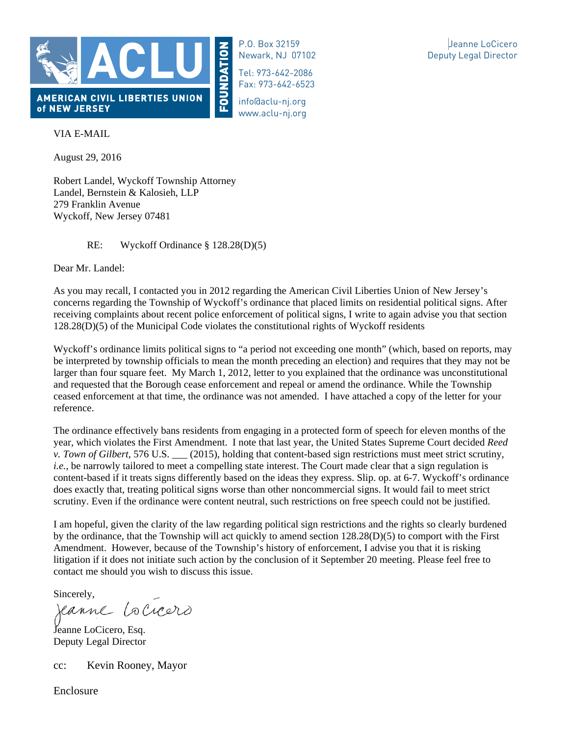**ACLU**

**AMERICAN CIVIL LIBERTIES UNION of NEW JERSEY**

**FOUNDATION**

P.O. Box 32159
Newark, NJ 07102

Tel: 973-642-2086
Fax: 973-642-6523

info@aclu-nj.org
www.aclu-nj.org

Jeanne LoCicero
Deputy Legal Director

VIA E-MAIL

August 29, 2016

Robert Landel, Wyckoff Township Attorney
Landel, Bernstein & Kalosieh, LLP
279 Franklin Avenue
Wyckoff, New Jersey 07481

RE: Wyckoff Ordinance § 128.28(D)(5)

Dear Mr. Landel:

As you may recall, I contacted you in 2012 regarding the American Civil Liberties Union of New Jersey's concerns regarding the Township of Wyckoff's ordinance that placed limits on residential political signs. After receiving complaints about recent police enforcement of political signs, I write to again advise you that section 128.28(D)(5) of the Municipal Code violates the constitutional rights of Wyckoff residents

Wyckoff's ordinance limits political signs to "a period not exceeding one month" (which, based on reports, may be interpreted by township officials to mean the month preceding an election) and requires that they may not be larger than four square feet. My March 1, 2012, letter to you explained that the ordinance was unconstitutional and requested that the Borough cease enforcement and repeal or amend the ordinance. While the Township ceased enforcement at that time, the ordinance was not amended. I have attached a copy of the letter for your reference.

The ordinance effectively bans residents from engaging in a protected form of speech for eleven months of the year, which violates the First Amendment. I note that last year, the United States Supreme Court decided *Reed v. Town of Gilbert*, 576 U.S. ___ (2015), holding that content-based sign restrictions must meet strict scrutiny, *i.e.*, be narrowly tailored to meet a compelling state interest. The Court made clear that a sign regulation is content-based if it treats signs differently based on the ideas they express. Slip. op. at 6-7. Wyckoff's ordinance does exactly that, treating political signs worse than other noncommercial signs. It would fail to meet strict scrutiny. Even if the ordinance were content neutral, such restrictions on free speech could not be justified.

I am hopeful, given the clarity of the law regarding political sign restrictions and the rights so clearly burdened by the ordinance, that the Township will act quickly to amend section 128.28(D)(5) to comport with the First Amendment. However, because of the Township's history of enforcement, I advise you that it is risking litigation if it does not initiate such action by the conclusion of it September 20 meeting. Please feel free to contact me should you wish to discuss this issue.

Sincerely,

Jeanne LoCicero

Jeanne LoCicero, Esq.
Deputy Legal Director

cc: Kevin Rooney, Mayor

Enclosure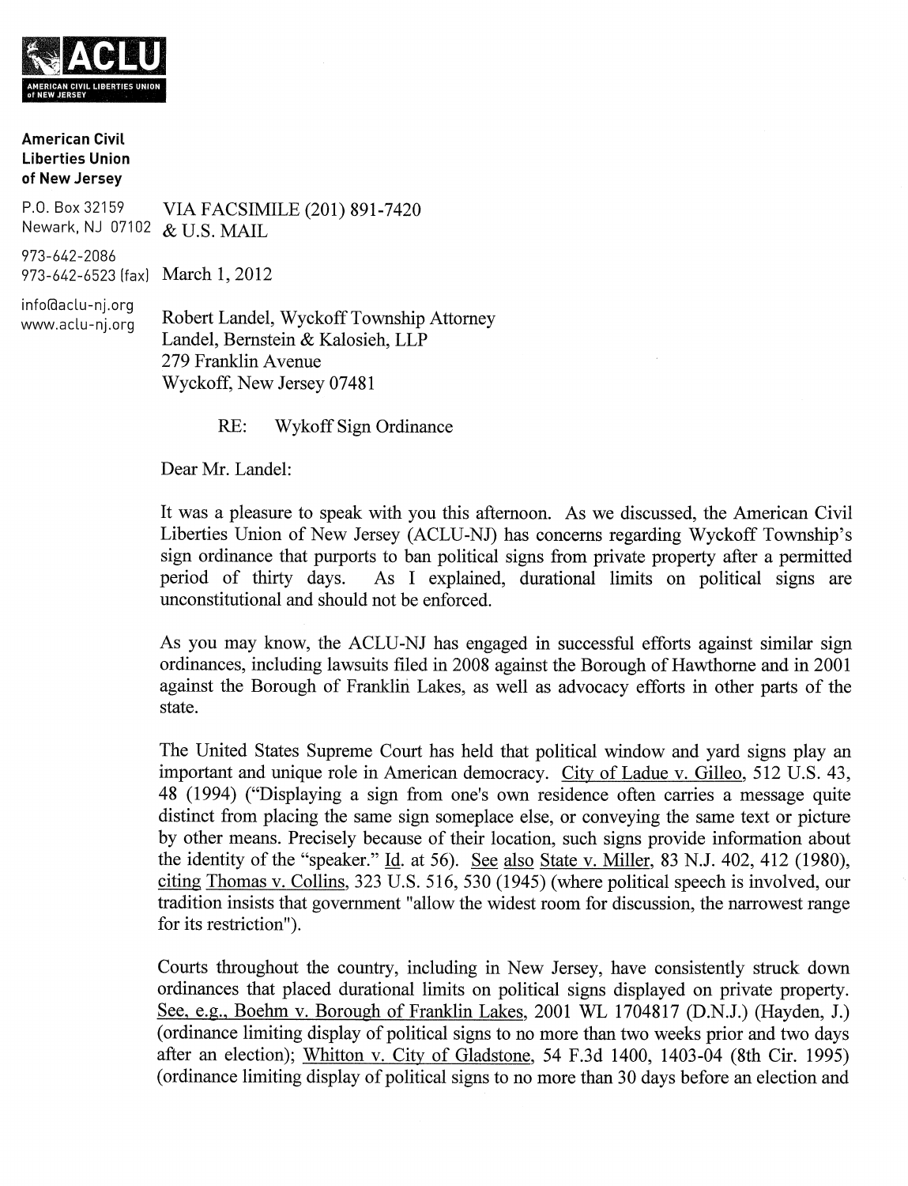**American Civil Liberties Union of New Jersey**

P.O. Box 32159
Newark, NJ 07102

973-642-2086
973-642-6523 (fax)

info@aclu-nj.org
www.aclu-nj.org

VIA FACSIMILE (201) 891-7420
& U.S. MAIL

March 1, 2012

Robert Landel, Wyckoff Township Attorney
Landel, Bernstein & Kalosieh, LLP
279 Franklin Avenue
Wyckoff, New Jersey 07481

RE: Wykoff Sign Ordinance

Dear Mr. Landel:

It was a pleasure to speak with you this afternoon. As we discussed, the American Civil Liberties Union of New Jersey (ACLU-NJ) has concerns regarding Wyckoff Township's sign ordinance that purports to ban political signs from private property after a permitted period of thirty days. As I explained, durational limits on political signs are unconstitutional and should not be enforced.

As you may know, the ACLU-NJ has engaged in successful efforts against similar sign ordinances, including lawsuits filed in 2008 against the Borough of Hawthorne and in 2001 against the Borough of Franklin Lakes, as well as advocacy efforts in other parts of the state.

The United States Supreme Court has held that political window and yard signs play an important and unique role in American democracy. City of Ladue v. Gilleo, 512 U.S. 43, 48 (1994) ("Displaying a sign from one's own residence often carries a message quite distinct from placing the same sign someplace else, or conveying the same text or picture by other means. Precisely because of their location, such signs provide information about the identity of the "speaker." Id. at 56). See also State v. Miller, 83 N.J. 402, 412 (1980), citing Thomas v. Collins, 323 U.S. 516, 530 (1945) (where political speech is involved, our tradition insists that government "allow the widest room for discussion, the narrowest range for its restriction").

Courts throughout the country, including in New Jersey, have consistently struck down ordinances that placed durational limits on political signs displayed on private property. See, e.g., Boehm v. Borough of Franklin Lakes, 2001 WL 1704817 (D.N.J.) (Hayden, J.) (ordinance limiting display of political signs to no more than two weeks prior and two days after an election); Whitton v. City of Gladstone, 54 F.3d 1400, 1403-04 (8th Cir. 1995) (ordinance limiting display of political signs to no more than 30 days before an election and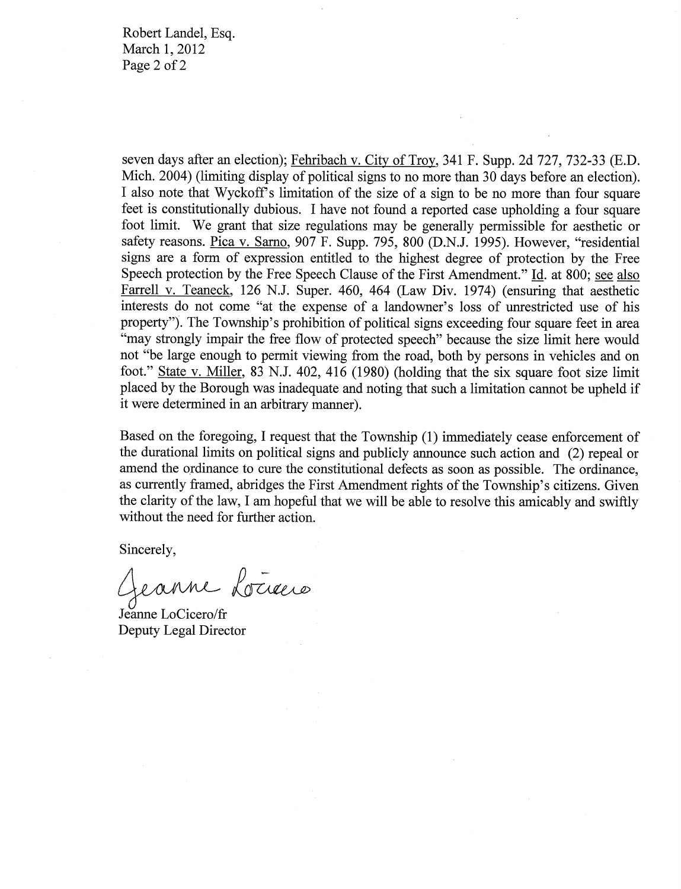seven days after an election); Fehribach v. City of Troy, 341 F. Supp. 2d 727, 732-33 (E.D. Mich. 2004) (limiting display of political signs to no more than 30 days before an election). I also note that Wyckoff's limitation of the size of a sign to be no more than four square feet is constitutionally dubious. I have not found a reported case upholding a four square foot limit. We grant that size regulations may be generally permissible for aesthetic or safety reasons. Pica v. Sarno, 907 F. Supp. 795, 800 (D.N.J. 1995). However, "residential signs are a form of expression entitled to the highest degree of protection by the Free Speech protection by the Free Speech Clause of the First Amendment." Id. at 800; see also Farrell v. Teaneck, 126 N.J. Super. 460, 464 (Law Div. 1974) (ensuring that aesthetic interests do not come "at the expense of a landowner's loss of unrestricted use of his property"). The Township's prohibition of political signs exceeding four square feet in area "may strongly impair the free flow of protected speech" because the size limit here would not "be large enough to permit viewing from the road, both by persons in vehicles and on foot." State v. Miller, 83 N.J. 402, 416 (1980) (holding that the six square foot size limit placed by the Borough was inadequate and noting that such a limitation cannot be upheld if it were determined in an arbitrary manner).

Based on the foregoing, I request that the Township (1) immediately cease enforcement of the durational limits on political signs and publicly announce such action and (2) repeal or amend the ordinance to cure the constitutional defects as soon as possible. The ordinance, as currently framed, abridges the First Amendment rights of the Township's citizens. Given the clarity of the law, I am hopeful that we will be able to resolve this amicably and swiftly without the need for further action.

Sincerely,

Jeanne LoCicero

Jeanne LoCicero/fr
Deputy Legal Director